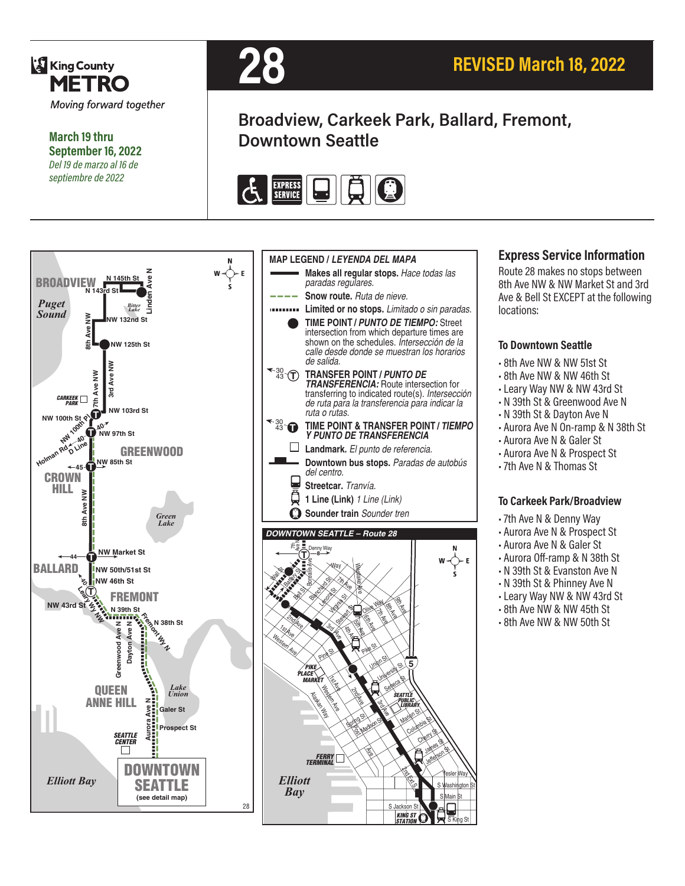King County METRO

*Moving forward together*

**March 19 thru September 16, 2022**
*Del 19 de marzo al 16 de septiembre de 2022*

# 28

**REVISED March 18, 2022**

## Broadview, Carkeek Park, Ballard, Fremont, Downtown Seattle

EXPRESS SERVICE

**MAP LEGEND / *LEYENDA DEL MAPA***

- **Makes all regular stops.** *Hace todas las paradas regulares.*
- **Snow route.** *Ruta de nieve.*
- **Limited or no stops.** *Limitado o sin paradas.*
- **TIME POINT / *PUNTO DE TIEMPO:*** Street intersection from which departure times are shown on the schedules. *Intersección de la calle desde donde se muestran los horarios de salida.*
- **TRANSFER POINT / *PUNTO DE TRANSFERENCIA:*** Route intersection for transferring to indicated route(s). *Intersección de ruta para la transferencia para indicar la ruta o rutas.*
- **TIME POINT & TRANSFER POINT / *TIEMPO Y PUNTO DE TRANSFERENCIA***
- **Landmark.** *El punto de referencia.*
- **Downtown bus stops.** *Paradas de autobús del centro.*
- **Streetcar.** *Tranvía.*
- **1 Line (Link)** *1 Line (Link)*
- **Sounder train** *Sounder tren*

*DOWNTOWN SEATTLE – Route 28*

## Express Service Information

Route 28 makes no stops between 8th Ave NW & NW Market St and 3rd Ave & Bell St EXCEPT at the following locations:

### To Downtown Seattle

- 8th Ave NW & NW 51st St
- 8th Ave NW & NW 46th St
- Leary Way NW & NW 43rd St
- N 39th St & Greenwood Ave N
- N 39th St & Dayton Ave N
- Aurora Ave N On-ramp & N 38th St
- Aurora Ave N & Galer St
- Aurora Ave N & Prospect St
- 7th Ave N & Thomas St

### To Carkeek Park/Broadview

- 7th Ave N & Denny Way
- Aurora Ave N & Prospect St
- Aurora Ave N & Galer St
- Aurora Off-ramp & N 38th St
- N 39th St & Evanston Ave N
- N 39th St & Phinney Ave N
- Leary Way NW & NW 43rd St
- 8th Ave NW & NW 45th St
- 8th Ave NW & NW 50th St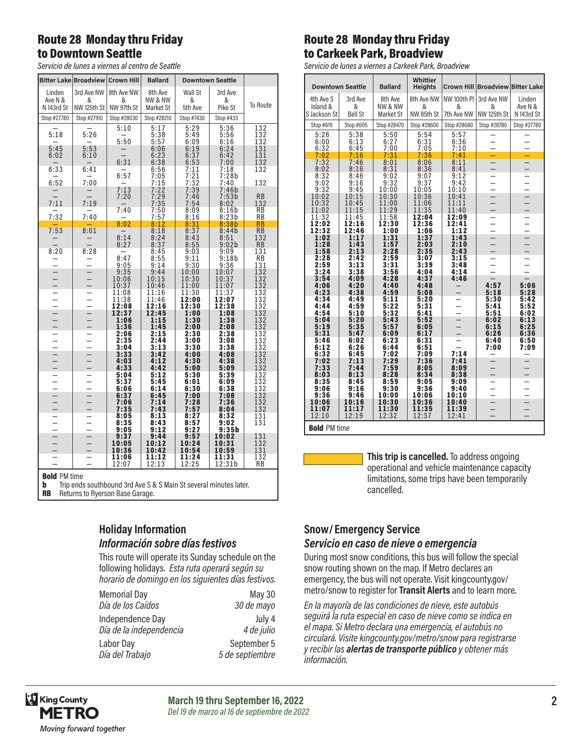## Route 28 Monday thru Friday to Downtown Seattle

*Servicio de lunes a viernes al centro de Seattle*

| Bitter Lake | Broadview | Crown Hill | Ballard | Downtown Seattle | | |
|---|---|---|---|---|---|---|
| Linden Ave N & N 143rd St | 3rd Ave NW & NW 125th St | 8th Ave NW & NW 97th St | 8th Ave NW & NW Market St | Wall St & 5th Ave | 3rd Ave & Pike St | To Route |
| Stop #27780 | Stop #27910 | Stop #28030 | Stop #28210 | Stop #7430 | Stop #433 | |
| – | – | 5:10 | 5:17 | 5:29 | 5:36 | 132 |
| 5:18 | 5:26 | – | 5:38 | 5:49 | 5:56 | 132 |
| – | – | 5:50 | 5:57 | 6:09 | 6:16 | 132 |
| 5:45 | 5:53 | – | 6:06 | 6:19 | 6:24 | 131 |
| 6:02 | 6:10 | – | 6:23 | 6:37 | 6:42 | 131 |
| – | – | 6:31 | 6:38 | 6:53 | 7:00 | 132 |
| 6:33 | 6:41 | – | 6:56 | 7:11 | 7:18 | 132 |
| – | – | 6:57 | 7:05 | 7:21 | 7:28b | |
| 6:52 | 7:00 | – | 7:15 | 7:32 | 7:40 | 132 |
| – | – | 7:13 | 7:22 | 7:39 | 7:46b | |
| – | – | 7:20 | 7:29 | 7:46 | 7:53b | RB |
| 7:11 | 7:19 | – | 7:35 | 7:54 | 8:02 | 132 |
| – | – | 7:40 | 7:50 | 8:09 | 8:16b | RB |
| 7:32 | 7:40 | – | 7:57 | 8:16 | 8:23b | RB |
| – | – | 8:02 | 8:12 | 8:31 | 8:38b | RB |
| 7:53 | 8:01 | – | 8:18 | 8:37 | 8:44b | RB |
| – | – | 8:14 | 8:24 | 8:43 | 8:51 | 132 |
| – | – | 8:27 | 8:37 | 8:55 | 9:02b | RB |
| 8:20 | 8:28 | – | 8:45 | 9:03 | 9:09 | 131 |
| – | – | 8:47 | 8:55 | 9:11 | 9:18b | RB |
| – | – | 9:05 | 9:14 | 9:30 | 9:36 | 131 |
| – | – | 9:35 | 9:44 | 10:00 | 10:07 | 132 |
| – | – | 10:06 | 10:15 | 10:30 | 10:37 | 132 |
| – | – | 10:37 | 10:46 | 11:00 | 11:07 | 132 |
| – | – | 11:08 | 11:16 | 11:30 | 11:37 | 132 |
| – | – | 11:38 | 11:46 | **12:00** | **12:07** | 132 |
| – | – | **12:08** | **12:16** | **12:30** | **12:38** | 132 |
| – | – | **12:37** | **12:45** | **1:00** | **1:08** | 132 |
| – | – | **1:06** | **1:15** | **1:30** | **1:38** | 132 |
| – | – | **1:36** | **1:45** | **2:00** | **2:08** | 132 |
| – | – | **2:06** | **2:15** | **2:30** | **2:38** | 132 |
| – | – | **2:35** | **2:44** | **3:00** | **3:08** | 132 |
| – | – | **3:04** | **3:13** | **3:30** | **3:38** | 132 |
| – | – | **3:33** | **3:42** | **4:00** | **4:08** | 132 |
| – | – | **4:03** | **4:12** | **4:30** | **4:38** | 132 |
| – | – | **4:33** | **4:42** | **5:00** | **5:09** | 132 |
| – | – | **5:04** | **5:12** | **5:30** | **5:39** | 132 |
| – | – | **5:37** | **5:45** | **6:01** | **6:09** | 132 |
| – | – | **6:06** | **6:14** | **6:30** | **6:38** | 132 |
| – | – | **6:37** | **6:45** | **7:00** | **7:08** | 132 |
| – | – | **7:06** | **7:14** | **7:28** | **7:36** | 132 |
| – | – | **7:35** | **7:43** | **7:57** | **8:04** | 132 |
| – | – | **8:05** | **8:13** | **8:27** | **8:32** | 131 |
| – | – | **8:35** | **8:43** | **8:57** | **9:02** | 131 |
| – | – | **9:05** | **9:12** | **9:27** | **9:35b** | |
| – | – | **9:37** | **9:44** | **9:57** | **10:02** | 131 |
| – | – | **10:05** | **10:12** | **10:24** | **10:31** | 132 |
| – | – | **10:36** | **10:42** | **10:54** | **10:59** | 131 |
| – | – | **11:06** | **11:12** | **11:24** | **11:31** | 132 |
| – | – | 12:07 | 12:13 | 12:25 | 12:31b | RB |

**Bold** PM time
**b** Trip ends southbound 3rd Ave S & S Main St several minutes later.
**RB** Returns to Ryerson Base Garage.

## Route 28 Monday thru Friday to Carkeek Park, Broadview

*Servicio de lunes a viernes a Carkeek Park, Broadview*

| Downtown Seattle | | Ballard | Whittier Heights | Crown Hill | Broadview | Bitter Lake |
|---|---|---|---|---|---|---|
| 4th Ave S Island & S Jackson St | 3rd Ave & Bell St | 8th Ave NW & NW Market St | 8th Ave NW & NW 85th St | NW 100th Pl & 7th Ave NW | 3rd Ave NW & NW 125th St | Linden Ave N & N 143rd St |
| Stop #619 | Stop #605 | Stop #28470 | Stop #28600 | Stop #28680 | Stop #28780 | Stop #27780 |
| 5:26 | 5:38 | 5:50 | 5:54 | 5:57 | – | – |
| 6:00 | 6:13 | 6:27 | 6:31 | 6:36 | – | – |
| 6:32 | 6:45 | 7:00 | 7:05 | 7:10 | – | – |
| 7:02 | 7:16 | 7:31 | 7:36 | 7:41 | – | – |
| 7:32 | 7:46 | 8:01 | 8:06 | 8:11 | – | – |
| 8:02 | 8:16 | 8:31 | 8:36 | 8:41 | – | – |
| 8:32 | 8:46 | 9:02 | 9:07 | 9:12 | – | – |
| 9:02 | 9:16 | 9:32 | 9:37 | 9:42 | – | – |
| 9:32 | 9:45 | 10:00 | 10:05 | 10:10 | – | – |
| 10:02 | 10:15 | 10:30 | 10:36 | 10:41 | – | – |
| 10:32 | 10:45 | 11:00 | 11:06 | 11:11 | – | – |
| 11:02 | 11:15 | 11:29 | 11:35 | 11:40 | – | – |
| 11:32 | 11:45 | 11:58 | **12:04** | **12:09** | – | – |
| **12:02** | **12:16** | **12:30** | **12:36** | **12:41** | – | – |
| **12:32** | **12:46** | **1:00** | **1:06** | **1:12** | – | – |
| **1:02** | **1:17** | **1:31** | **1:37** | **1:43** | – | – |
| **1:28** | **1:43** | **1:57** | **2:03** | **2:10** | – | – |
| **1:58** | **2:13** | **2:28** | **2:35** | **2:43** | – | – |
| **2:28** | **2:42** | **2:59** | **3:07** | **3:15** | – | – |
| **2:59** | **3:13** | **3:31** | **3:39** | **3:48** | – | – |
| **3:24** | **3:38** | **3:56** | **4:04** | **4:14** | – | – |
| **3:54** | **4:09** | **4:28** | **4:37** | **4:46** | – | – |
| **4:06** | **4:20** | **4:40** | **4:48** | – | **4:57** | **5:06** |
| **4:23** | **4:38** | **4:59** | **5:08** | – | **5:18** | **5:28** |
| **4:34** | **4:49** | **5:11** | **5:20** | – | **5:30** | **5:42** |
| **4:44** | **4:59** | **5:22** | **5:31** | – | **5:41** | **5:52** |
| **4:54** | **5:10** | **5:32** | **5:41** | – | **5:51** | **6:02** |
| **5:04** | **5:20** | **5:43** | **5:52** | – | **6:02** | **6:13** |
| **5:19** | **5:35** | **5:57** | **6:05** | – | **6:15** | **6:25** |
| **5:31** | **5:47** | **6:09** | **6:17** | – | **6:26** | **6:36** |
| **5:46** | **6:02** | **6:23** | **6:31** | – | **6:40** | **6:50** |
| **6:12** | **6:26** | **6:44** | **6:51** | – | **7:00** | **7:09** |
| **6:32** | **6:45** | **7:02** | **7:09** | **7:14** | – | – |
| **7:02** | **7:13** | **7:29** | **7:36** | **7:41** | – | – |
| **7:33** | **7:44** | **7:59** | **8:05** | **8:09** | – | – |
| **8:03** | **8:13** | **8:28** | **8:34** | **8:38** | – | – |
| **8:35** | **8:45** | **8:59** | **9:05** | **9:09** | – | – |
| **9:06** | **9:16** | **9:30** | **9:36** | **9:40** | – | – |
| **9:36** | **9:46** | **10:00** | **10:06** | **10:10** | – | – |
| **10:06** | **10:16** | **10:30** | **10:36** | **10:40** | – | – |
| **11:07** | **11:17** | **11:30** | **11:35** | **11:39** | – | – |
| 12:10 | 12:19 | 12:32 | 12:37 | 12:41 | – | – |

**Bold** PM time

**This trip is cancelled.** To address ongoing operational and vehicle maintenance capacity limitations, some trips have been temporarily cancelled.

(Highlighted/cancelled trips: to Downtown Seattle – 8:02 from Crown Hill; to Carkeek Park, Broadview – 7:02 from 4th Ave S Island & S Jackson St.)

## Holiday Information
### *Información sobre días festivos*

This route will operate its Sunday schedule on the following holidays. *Esta ruta operará según su horario de domingo en los siguientes días festivos.*

| Holiday | Date |
|---|---|
| Memorial Day *Día de los Caídos* | May 30 *30 de mayo* |
| Independence Day *Día de la independencia* | July 4 *4 de julio* |
| Labor Day *Día del Trabajo* | September 5 *5 de septiembre* |

## Snow / Emergency Service
### *Servicio en caso de nieve o emergencia*

During most snow conditions, this bus will follow the special snow routing shown on the map. If Metro declares an emergency, the bus will not operate. Visit kingcounty.gov/metro/snow to register for **Transit Alerts** and to learn more.

*En la mayoría de las condiciones de nieve, este autobús seguirá la ruta especial en caso de nieve como se indica en el mapa. Si Metro declara una emergencia, el autobús no circulará. Visite kingcounty.gov/metro/snow para registrarse y recibir las **alertas de transporte público** y obtener más información.*

King County METRO — Moving forward together

**March 19 thru September 16, 2022**
*Del 19 de marzo al 16 de septiembre de 2022*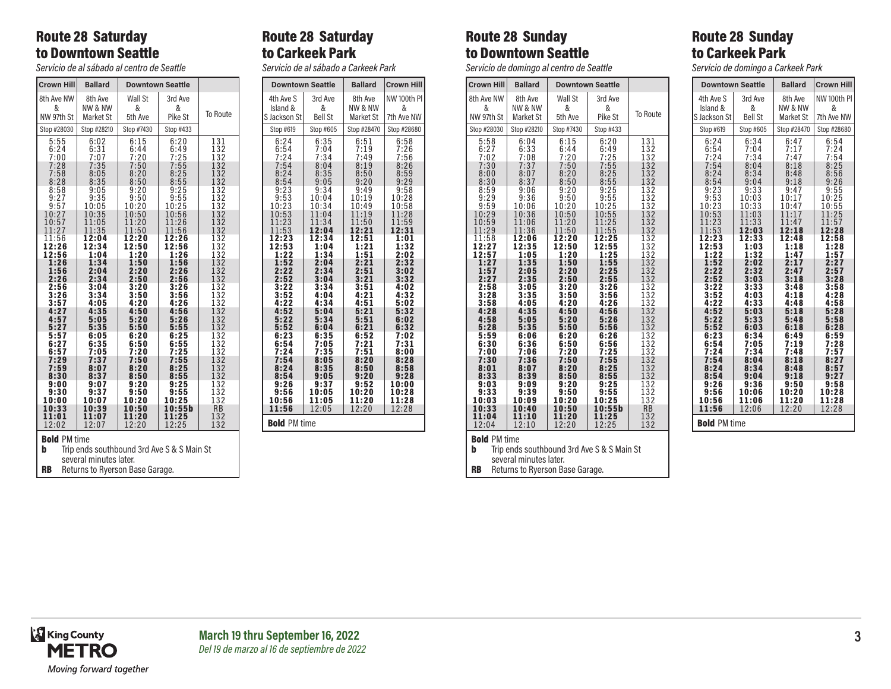## Route 28 Saturday to Downtown Seattle

*Servicio de al sábado al centro de Seattle*

| Crown Hill | Ballard | Downtown Seattle | | |
|---|---|---|---|---|
| 8th Ave NW & NW 97th St | 8th Ave NW & NW Market St | Wall St & 5th Ave | 3rd Ave & Pike St | To Route |
| Stop #28030 | Stop #28210 | Stop #7430 | Stop #433 | |
| 5:55 | 6:02 | 6:15 | 6:20 | 131 |
| 6:24 | 6:31 | 6:44 | 6:49 | 132 |
| 7:00 | 7:07 | 7:20 | 7:25 | 132 |
| 7:28 | 7:35 | 7:50 | 7:55 | 132 |
| 7:58 | 8:05 | 8:20 | 8:25 | 132 |
| 8:28 | 8:35 | 8:50 | 8:55 | 132 |
| 8:58 | 9:05 | 9:20 | 9:25 | 132 |
| 9:27 | 9:35 | 9:50 | 9:55 | 132 |
| 9:57 | 10:05 | 10:20 | 10:25 | 132 |
| 10:27 | 10:35 | 10:50 | 10:56 | 132 |
| 10:57 | 11:05 | 11:20 | 11:26 | 132 |
| 11:27 | 11:35 | 11:50 | 11:56 | 132 |
| 11:56 | **12:04** | **12:20** | **12:26** | 132 |
| **12:26** | **12:34** | **12:50** | **12:56** | 132 |
| **12:56** | **1:04** | **1:20** | **1:26** | 132 |
| **1:26** | **1:34** | **1:50** | **1:56** | 132 |
| **1:56** | **2:04** | **2:20** | **2:26** | 132 |
| **2:26** | **2:34** | **2:50** | **2:56** | 132 |
| **2:56** | **3:04** | **3:20** | **3:26** | 132 |
| **3:26** | **3:34** | **3:50** | **3:56** | 132 |
| **3:57** | **4:05** | **4:20** | **4:26** | 132 |
| **4:27** | **4:35** | **4:50** | **4:56** | 132 |
| **4:57** | **5:05** | **5:20** | **5:26** | 132 |
| **5:27** | **5:35** | **5:50** | **5:55** | 132 |
| **5:57** | **6:05** | **6:20** | **6:25** | 132 |
| **6:27** | **6:35** | **6:50** | **6:55** | 132 |
| **6:57** | **7:05** | **7:20** | **7:25** | 132 |
| **7:29** | **7:37** | **7:50** | **7:55** | 132 |
| **7:59** | **8:07** | **8:20** | **8:25** | 132 |
| **8:30** | **8:37** | **8:50** | **8:55** | 132 |
| **9:00** | **9:07** | **9:20** | **9:25** | 132 |
| **9:30** | **9:37** | **9:50** | **9:55** | 132 |
| **10:00** | **10:07** | **10:20** | **10:25** | 132 |
| **10:33** | **10:39** | **10:50** | **10:55b** | RB |
| **11:01** | **11:07** | **11:20** | **11:25** | 132 |
| 12:02 | 12:07 | 12:20 | 12:25 | 132 |

**Bold** PM time
**b** Trip ends southbound 3rd Ave S & S Main St several minutes later.
**RB** Returns to Ryerson Base Garage.

## Route 28 Saturday to Carkeek Park

*Servicio de al sábado a Carkeek Park*

| Downtown Seattle | | Ballard | Crown Hill |
|---|---|---|---|
| 4th Ave S Island & S Jackson St | 3rd Ave & Bell St | 8th Ave NW & NW Market St | NW 100th Pl & 7th Ave NW |
| Stop #619 | Stop #605 | Stop #28470 | Stop #28680 |
| 6:24 | 6:35 | 6:51 | 6:58 |
| 6:54 | 7:04 | 7:19 | 7:26 |
| 7:24 | 7:34 | 7:49 | 7:56 |
| 7:54 | 8:04 | 8:19 | 8:26 |
| 8:24 | 8:35 | 8:50 | 8:59 |
| 8:54 | 9:05 | 9:20 | 9:29 |
| 9:23 | 9:34 | 9:49 | 9:58 |
| 9:53 | 10:04 | 10:19 | 10:28 |
| 10:23 | 10:34 | 10:49 | 10:58 |
| 10:53 | 11:04 | 11:19 | 11:28 |
| 11:23 | 11:34 | 11:50 | 11:59 |
| 11:53 | **12:04** | **12:21** | **12:31** |
| **12:23** | **12:34** | **12:51** | **1:01** |
| **12:53** | **1:04** | **1:21** | **1:32** |
| **1:22** | **1:34** | **1:51** | **2:02** |
| **1:52** | **2:04** | **2:21** | **2:32** |
| **2:22** | **2:34** | **2:51** | **3:02** |
| **2:52** | **3:04** | **3:21** | **3:32** |
| **3:22** | **3:34** | **3:51** | **4:02** |
| **3:52** | **4:04** | **4:21** | **4:32** |
| **4:22** | **4:34** | **4:51** | **5:02** |
| **4:52** | **5:04** | **5:21** | **5:32** |
| **5:22** | **5:34** | **5:51** | **6:02** |
| **5:52** | **6:04** | **6:21** | **6:32** |
| **6:23** | **6:35** | **6:52** | **7:02** |
| **6:54** | **7:05** | **7:21** | **7:31** |
| **7:24** | **7:35** | **7:51** | **8:00** |
| **7:54** | **8:05** | **8:20** | **8:28** |
| **8:24** | **8:35** | **8:50** | **8:58** |
| **8:54** | **9:05** | **9:20** | **9:28** |
| **9:26** | **9:37** | **9:52** | **10:00** |
| **9:56** | **10:05** | **10:20** | **10:28** |
| **10:56** | **11:05** | **11:20** | **11:28** |
| **11:56** | 12:05 | 12:20 | 12:28 |

**Bold** PM time

## Route 28 Sunday to Downtown Seattle

*Servicio de domingo al centro de Seattle*

| Crown Hill | Ballard | Downtown Seattle | | |
|---|---|---|---|---|
| 8th Ave NW & NW 97th St | 8th Ave NW & NW Market St | Wall St & 5th Ave | 3rd Ave & Pike St | To Route |
| Stop #28030 | Stop #28210 | Stop #7430 | Stop #433 | |
| 5:58 | 6:04 | 6:15 | 6:20 | 131 |
| 6:27 | 6:33 | 6:44 | 6:49 | 132 |
| 7:02 | 7:08 | 7:20 | 7:25 | 132 |
| 7:30 | 7:37 | 7:50 | 7:55 | 132 |
| 8:00 | 8:07 | 8:20 | 8:25 | 132 |
| 8:30 | 8:37 | 8:50 | 8:55 | 132 |
| 8:59 | 9:06 | 9:20 | 9:25 | 132 |
| 9:29 | 9:36 | 9:50 | 9:55 | 132 |
| 9:59 | 10:06 | 10:20 | 10:25 | 132 |
| 10:29 | 10:36 | 10:50 | 10:55 | 132 |
| 10:59 | 11:06 | 11:20 | 11:25 | 132 |
| 11:29 | 11:36 | 11:50 | 11:55 | 132 |
| 11:58 | **12:06** | **12:20** | **12:25** | 132 |
| **12:27** | **12:35** | **12:50** | **12:55** | 132 |
| **12:57** | **1:05** | **1:20** | **1:25** | 132 |
| **1:27** | **1:35** | **1:50** | **1:55** | 132 |
| **1:57** | **2:05** | **2:20** | **2:25** | 132 |
| **2:27** | **2:35** | **2:50** | **2:55** | 132 |
| **2:58** | **3:05** | **3:20** | **3:26** | 132 |
| **3:28** | **3:35** | **3:50** | **3:56** | 132 |
| **3:58** | **4:05** | **4:20** | **4:26** | 132 |
| **4:28** | **4:35** | **4:50** | **4:56** | 132 |
| **4:58** | **5:05** | **5:20** | **5:26** | 132 |
| **5:28** | **5:35** | **5:50** | **5:56** | 132 |
| **5:59** | **6:06** | **6:20** | **6:26** | 132 |
| **6:30** | **6:36** | **6:50** | **6:56** | 132 |
| **7:00** | **7:06** | **7:20** | **7:25** | 132 |
| **7:30** | **7:36** | **7:50** | **7:55** | 132 |
| **8:01** | **8:07** | **8:20** | **8:25** | 132 |
| **8:33** | **8:39** | **8:50** | **8:55** | 132 |
| **9:03** | **9:09** | **9:20** | **9:25** | 132 |
| **9:33** | **9:39** | **9:50** | **9:55** | 132 |
| **10:03** | **10:09** | **10:20** | **10:25** | 132 |
| **10:33** | **10:40** | **10:50** | **10:55b** | RB |
| **11:04** | **11:10** | **11:20** | **11:25** | 132 |
| 12:04 | 12:10 | 12:20 | 12:25 | 132 |

**Bold** PM time
**b** Trip ends southbound 3rd Ave S & S Main St several minutes later.
**RB** Returns to Ryerson Base Garage.

## Route 28 Sunday to Carkeek Park

*Servicio de domingo a Carkeek Park*

| Downtown Seattle | | Ballard | Crown Hill |
|---|---|---|---|
| 4th Ave S Island & S Jackson St | 3rd Ave & Bell St | 8th Ave NW & NW Market St | NW 100th Pl & 7th Ave NW |
| Stop #619 | Stop #605 | Stop #28470 | Stop #28680 |
| 6:24 | 6:34 | 6:47 | 6:54 |
| 6:54 | 7:04 | 7:17 | 7:24 |
| 7:24 | 7:34 | 7:47 | 7:54 |
| 7:54 | 8:04 | 8:18 | 8:25 |
| 8:24 | 8:34 | 8:48 | 8:56 |
| 8:54 | 9:04 | 9:18 | 9:26 |
| 9:23 | 9:33 | 9:47 | 9:55 |
| 9:53 | 10:03 | 10:17 | 10:25 |
| 10:23 | 10:33 | 10:47 | 10:55 |
| 10:53 | 11:03 | 11:17 | 11:25 |
| 11:23 | 11:33 | 11:47 | 11:57 |
| 11:53 | **12:03** | **12:18** | **12:28** |
| **12:23** | **12:33** | **12:48** | **12:58** |
| **12:53** | **1:03** | **1:18** | **1:28** |
| **1:22** | **1:32** | **1:47** | **1:57** |
| **1:52** | **2:02** | **2:17** | **2:27** |
| **2:22** | **2:32** | **2:47** | **2:57** |
| **2:52** | **3:03** | **3:18** | **3:28** |
| **3:22** | **3:33** | **3:48** | **3:58** |
| **3:52** | **4:03** | **4:18** | **4:28** |
| **4:22** | **4:33** | **4:48** | **4:58** |
| **4:52** | **5:03** | **5:18** | **5:28** |
| **5:22** | **5:33** | **5:48** | **5:58** |
| **5:52** | **6:03** | **6:18** | **6:28** |
| **6:23** | **6:34** | **6:49** | **6:59** |
| **6:54** | **7:05** | **7:19** | **7:28** |
| **7:24** | **7:34** | **7:48** | **7:57** |
| **7:54** | **8:04** | **8:18** | **8:27** |
| **8:24** | **8:34** | **8:48** | **8:57** |
| **8:54** | **9:04** | **9:18** | **9:27** |
| **9:26** | **9:36** | **9:50** | **9:58** |
| **9:56** | **10:06** | **10:20** | **10:28** |
| **10:56** | **11:06** | **11:20** | **11:28** |
| **11:56** | 12:06 | 12:20 | 12:28 |

**Bold** PM time

King County METRO
*Moving forward together*

**March 19 thru September 16, 2022**
*Del 19 de marzo al 16 de septiembre de 2022*